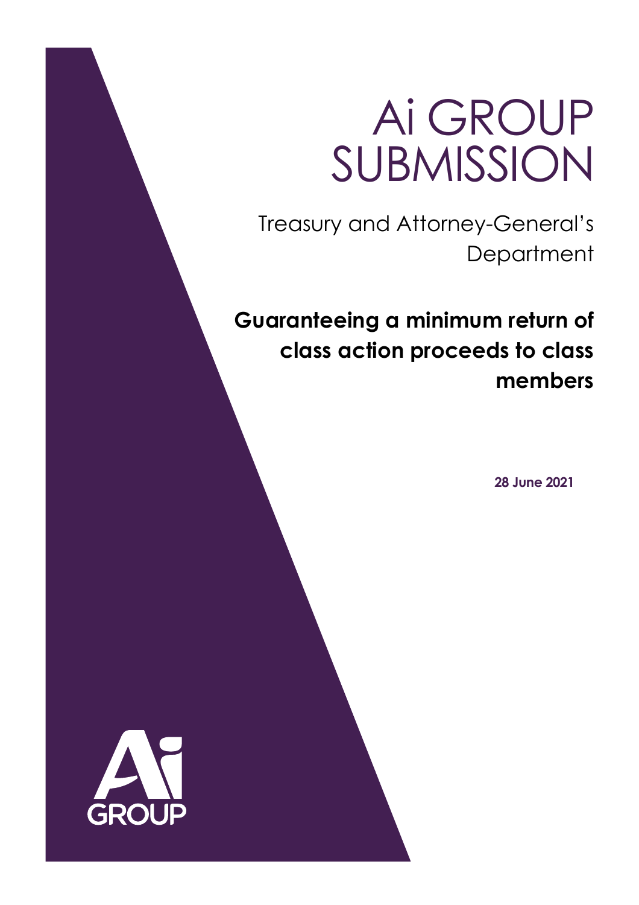# Ai GROUP SUBMISSION

Treasury and Attorney-General's Department

**Guaranteeing a minimum return of class action proceeds to class members**

**28 June 2021**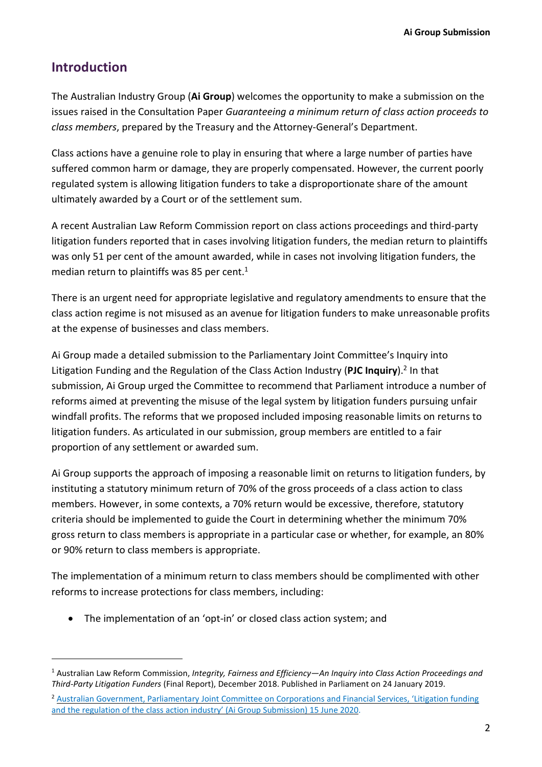## Introduction

The Australian Industry Group (**Ai Group**) welcomes the opportunity to make a submission on the issues raised in the Consultation Paper *Guaranteeing a minimum return of class action proceeds to class members*, prepared by the Treasury and the Attorney-General's Department.

Class actions have a genuine role to play in ensuring that where a large number of parties have suffered common harm or damage, they are properly compensated. However, the current poorly regulated system is allowing litigation funders to take a disproportionate share of the amount ultimately awarded by a Court or of the settlement sum.

A recent Australian Law Reform Commission report on class actions proceedings and third-party litigation funders reported that in cases involving litigation funders, the median return to plaintiffs was only 51 per cent of the amount awarded, while in cases not involving litigation funders, the median return to plaintiffs was 85 per cent.[1]

There is an urgent need for appropriate legislative and regulatory amendments to ensure that the class action regime is not misused as an avenue for litigation funders to make unreasonable profits at the expense of businesses and class members.

Ai Group made a detailed submission to the Parliamentary Joint Committee's Inquiry into Litigation Funding and the Regulation of the Class Action Industry (**PJC Inquiry**).[2] In that submission, Ai Group urged the Committee to recommend that Parliament introduce a number of reforms aimed at preventing the misuse of the legal system by litigation funders pursuing unfair windfall profits. The reforms that we proposed included imposing reasonable limits on returns to litigation funders. As articulated in our submission, group members are entitled to a fair proportion of any settlement or awarded sum.

Ai Group supports the approach of imposing a reasonable limit on returns to litigation funders, by instituting a statutory minimum return of 70% of the gross proceeds of a class action to class members. However, in some contexts, a 70% return would be excessive, therefore, statutory criteria should be implemented to guide the Court in determining whether the minimum 70% gross return to class members is appropriate in a particular case or whether, for example, an 80% or 90% return to class members is appropriate.

The implementation of a minimum return to class members should be complimented with other reforms to increase protections for class members, including:

- The implementation of an 'opt-in' or closed class action system; and

---

[1] Australian Law Reform Commission, *Integrity, Fairness and Efficiency—An Inquiry into Class Action Proceedings and Third-Party Litigation Funders* (Final Report), December 2018. Published in Parliament on 24 January 2019.

[2] Australian Government, Parliamentary Joint Committee on Corporations and Financial Services, 'Litigation funding and the regulation of the class action industry' (Ai Group Submission) 15 June 2020.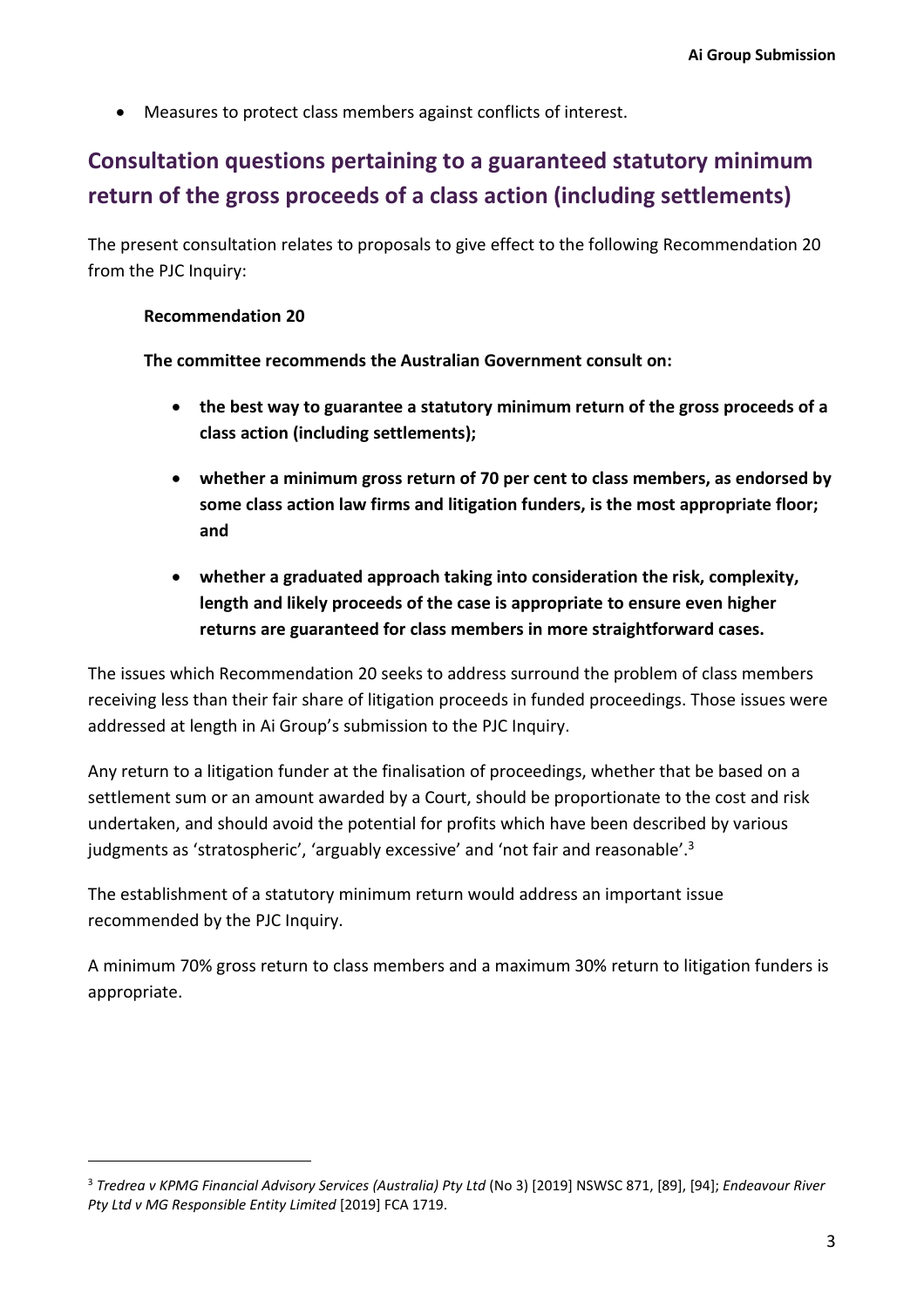- Measures to protect class members against conflicts of interest.

## Consultation questions pertaining to a guaranteed statutory minimum return of the gross proceeds of a class action (including settlements)

The present consultation relates to proposals to give effect to the following Recommendation 20 from the PJC Inquiry:

> **Recommendation 20**
>
> **The committee recommends the Australian Government consult on:**
>
> - **the best way to guarantee a statutory minimum return of the gross proceeds of a class action (including settlements);**
> - **whether a minimum gross return of 70 per cent to class members, as endorsed by some class action law firms and litigation funders, is the most appropriate floor; and**
> - **whether a graduated approach taking into consideration the risk, complexity, length and likely proceeds of the case is appropriate to ensure even higher returns are guaranteed for class members in more straightforward cases.**

The issues which Recommendation 20 seeks to address surround the problem of class members receiving less than their fair share of litigation proceeds in funded proceedings. Those issues were addressed at length in Ai Group's submission to the PJC Inquiry.

Any return to a litigation funder at the finalisation of proceedings, whether that be based on a settlement sum or an amount awarded by a Court, should be proportionate to the cost and risk undertaken, and should avoid the potential for profits which have been described by various judgments as 'stratospheric', 'arguably excessive' and 'not fair and reasonable'.[3]

The establishment of a statutory minimum return would address an important issue recommended by the PJC Inquiry.

A minimum 70% gross return to class members and a maximum 30% return to litigation funders is appropriate.

---

[3] *Tredrea v KPMG Financial Advisory Services (Australia) Pty Ltd* (No 3) [2019] NSWSC 871, [89], [94]; *Endeavour River Pty Ltd v MG Responsible Entity Limited* [2019] FCA 1719.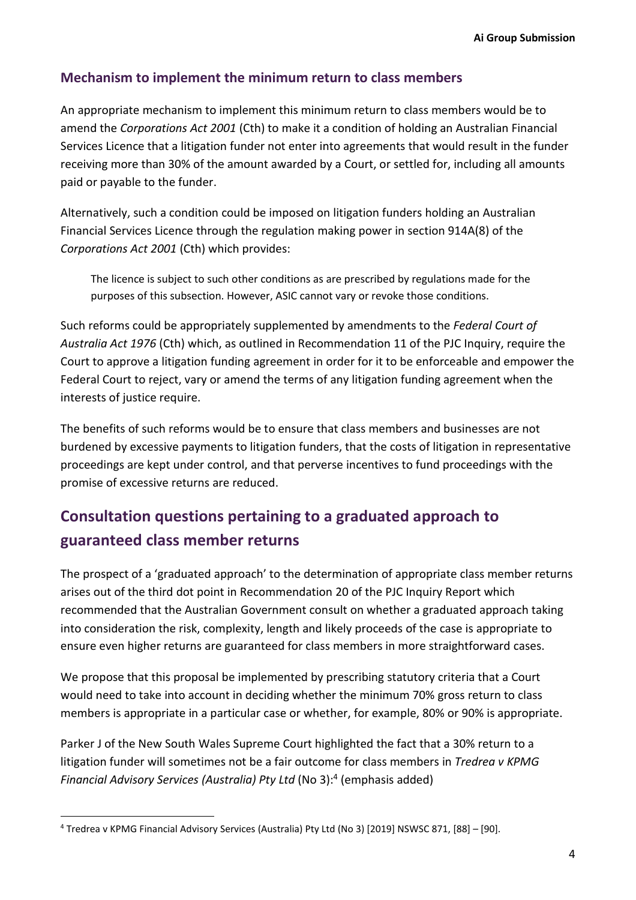### Mechanism to implement the minimum return to class members

An appropriate mechanism to implement this minimum return to class members would be to amend the *Corporations Act 2001* (Cth) to make it a condition of holding an Australian Financial Services Licence that a litigation funder not enter into agreements that would result in the funder receiving more than 30% of the amount awarded by a Court, or settled for, including all amounts paid or payable to the funder.

Alternatively, such a condition could be imposed on litigation funders holding an Australian Financial Services Licence through the regulation making power in section 914A(8) of the *Corporations Act 2001* (Cth) which provides:

> The licence is subject to such other conditions as are prescribed by regulations made for the purposes of this subsection. However, ASIC cannot vary or revoke those conditions.

Such reforms could be appropriately supplemented by amendments to the *Federal Court of Australia Act 1976* (Cth) which, as outlined in Recommendation 11 of the PJC Inquiry, require the Court to approve a litigation funding agreement in order for it to be enforceable and empower the Federal Court to reject, vary or amend the terms of any litigation funding agreement when the interests of justice require.

The benefits of such reforms would be to ensure that class members and businesses are not burdened by excessive payments to litigation funders, that the costs of litigation in representative proceedings are kept under control, and that perverse incentives to fund proceedings with the promise of excessive returns are reduced.

## Consultation questions pertaining to a graduated approach to guaranteed class member returns

The prospect of a 'graduated approach' to the determination of appropriate class member returns arises out of the third dot point in Recommendation 20 of the PJC Inquiry Report which recommended that the Australian Government consult on whether a graduated approach taking into consideration the risk, complexity, length and likely proceeds of the case is appropriate to ensure even higher returns are guaranteed for class members in more straightforward cases.

We propose that this proposal be implemented by prescribing statutory criteria that a Court would need to take into account in deciding whether the minimum 70% gross return to class members is appropriate in a particular case or whether, for example, 80% or 90% is appropriate.

Parker J of the New South Wales Supreme Court highlighted the fact that a 30% return to a litigation funder will sometimes not be a fair outcome for class members in *Tredrea v KPMG Financial Advisory Services (Australia) Pty Ltd* (No 3):[4] (emphasis added)

---

[4] Tredrea v KPMG Financial Advisory Services (Australia) Pty Ltd (No 3) [2019] NSWSC 871, [88] – [90].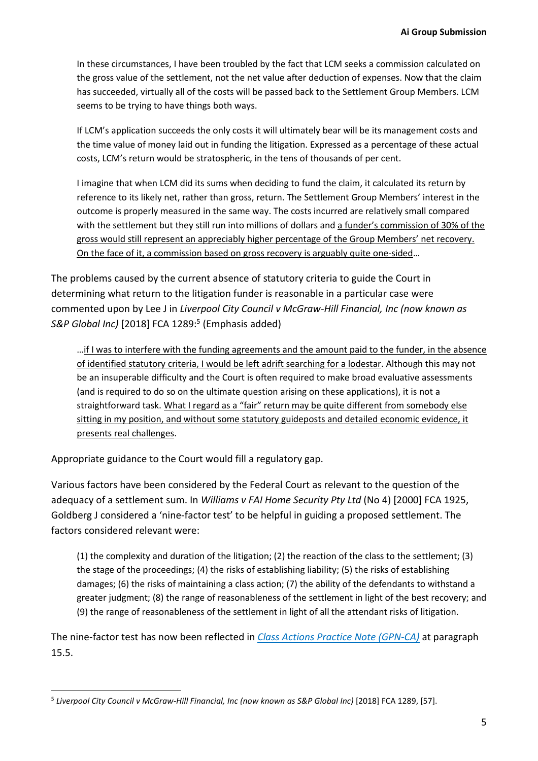> In these circumstances, I have been troubled by the fact that LCM seeks a commission calculated on the gross value of the settlement, not the net value after deduction of expenses. Now that the claim has succeeded, virtually all of the costs will be passed back to the Settlement Group Members. LCM seems to be trying to have things both ways.
>
> If LCM's application succeeds the only costs it will ultimately bear will be its management costs and the time value of money laid out in funding the litigation. Expressed as a percentage of these actual costs, LCM's return would be stratospheric, in the tens of thousands of per cent.
>
> I imagine that when LCM did its sums when deciding to fund the claim, it calculated its return by reference to its likely net, rather than gross, return. The Settlement Group Members' interest in the outcome is properly measured in the same way. The costs incurred are relatively small compared with the settlement but they still run into millions of dollars and <u>a funder's commission of 30% of the gross would still represent an appreciably higher percentage of the Group Members' net recovery. On the face of it, a commission based on gross recovery is arguably quite one-sided</u>…

The problems caused by the current absence of statutory criteria to guide the Court in determining what return to the litigation funder is reasonable in a particular case were commented upon by Lee J in *Liverpool City Council v McGraw-Hill Financial, Inc (now known as S&P Global Inc)* [2018] FCA 1289:[5] (Emphasis added)

> …<u>if I was to interfere with the funding agreements and the amount paid to the funder, in the absence of identified statutory criteria, I would be left adrift searching for a lodestar</u>. Although this may not be an insuperable difficulty and the Court is often required to make broad evaluative assessments (and is required to do so on the ultimate question arising on these applications), it is not a straightforward task. <u>What I regard as a "fair" return may be quite different from somebody else sitting in my position, and without some statutory guideposts and detailed economic evidence, it presents real challenges</u>.

Appropriate guidance to the Court would fill a regulatory gap.

Various factors have been considered by the Federal Court as relevant to the question of the adequacy of a settlement sum. In *Williams v FAI Home Security Pty Ltd* (No 4) [2000] FCA 1925, Goldberg J considered a 'nine-factor test' to be helpful in guiding a proposed settlement. The factors considered relevant were:

> (1) the complexity and duration of the litigation; (2) the reaction of the class to the settlement; (3) the stage of the proceedings; (4) the risks of establishing liability; (5) the risks of establishing damages; (6) the risks of maintaining a class action; (7) the ability of the defendants to withstand a greater judgment; (8) the range of reasonableness of the settlement in light of the best recovery; and (9) the range of reasonableness of the settlement in light of all the attendant risks of litigation.

The nine-factor test has now been reflected in *Class Actions Practice Note (GPN-CA)* at paragraph 15.5.

---

[5] *Liverpool City Council v McGraw-Hill Financial, Inc (now known as S&P Global Inc)* [2018] FCA 1289, [57].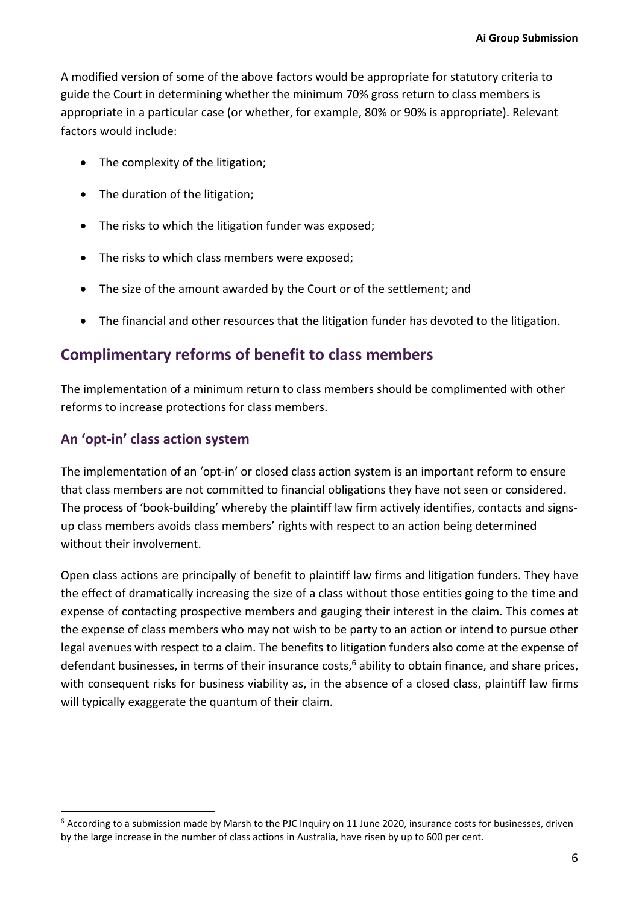A modified version of some of the above factors would be appropriate for statutory criteria to guide the Court in determining whether the minimum 70% gross return to class members is appropriate in a particular case (or whether, for example, 80% or 90% is appropriate). Relevant factors would include:

- The complexity of the litigation;
- The duration of the litigation;
- The risks to which the litigation funder was exposed;
- The risks to which class members were exposed;
- The size of the amount awarded by the Court or of the settlement; and
- The financial and other resources that the litigation funder has devoted to the litigation.

## Complimentary reforms of benefit to class members

The implementation of a minimum return to class members should be complimented with other reforms to increase protections for class members.

### An 'opt-in' class action system

The implementation of an 'opt-in' or closed class action system is an important reform to ensure that class members are not committed to financial obligations they have not seen or considered. The process of 'book-building' whereby the plaintiff law firm actively identifies, contacts and signs-up class members avoids class members' rights with respect to an action being determined without their involvement.

Open class actions are principally of benefit to plaintiff law firms and litigation funders. They have the effect of dramatically increasing the size of a class without those entities going to the time and expense of contacting prospective members and gauging their interest in the claim. This comes at the expense of class members who may not wish to be party to an action or intend to pursue other legal avenues with respect to a claim. The benefits to litigation funders also come at the expense of defendant businesses, in terms of their insurance costs,[6] ability to obtain finance, and share prices, with consequent risks for business viability as, in the absence of a closed class, plaintiff law firms will typically exaggerate the quantum of their claim.

---

[6] According to a submission made by Marsh to the PJC Inquiry on 11 June 2020, insurance costs for businesses, driven by the large increase in the number of class actions in Australia, have risen by up to 600 per cent.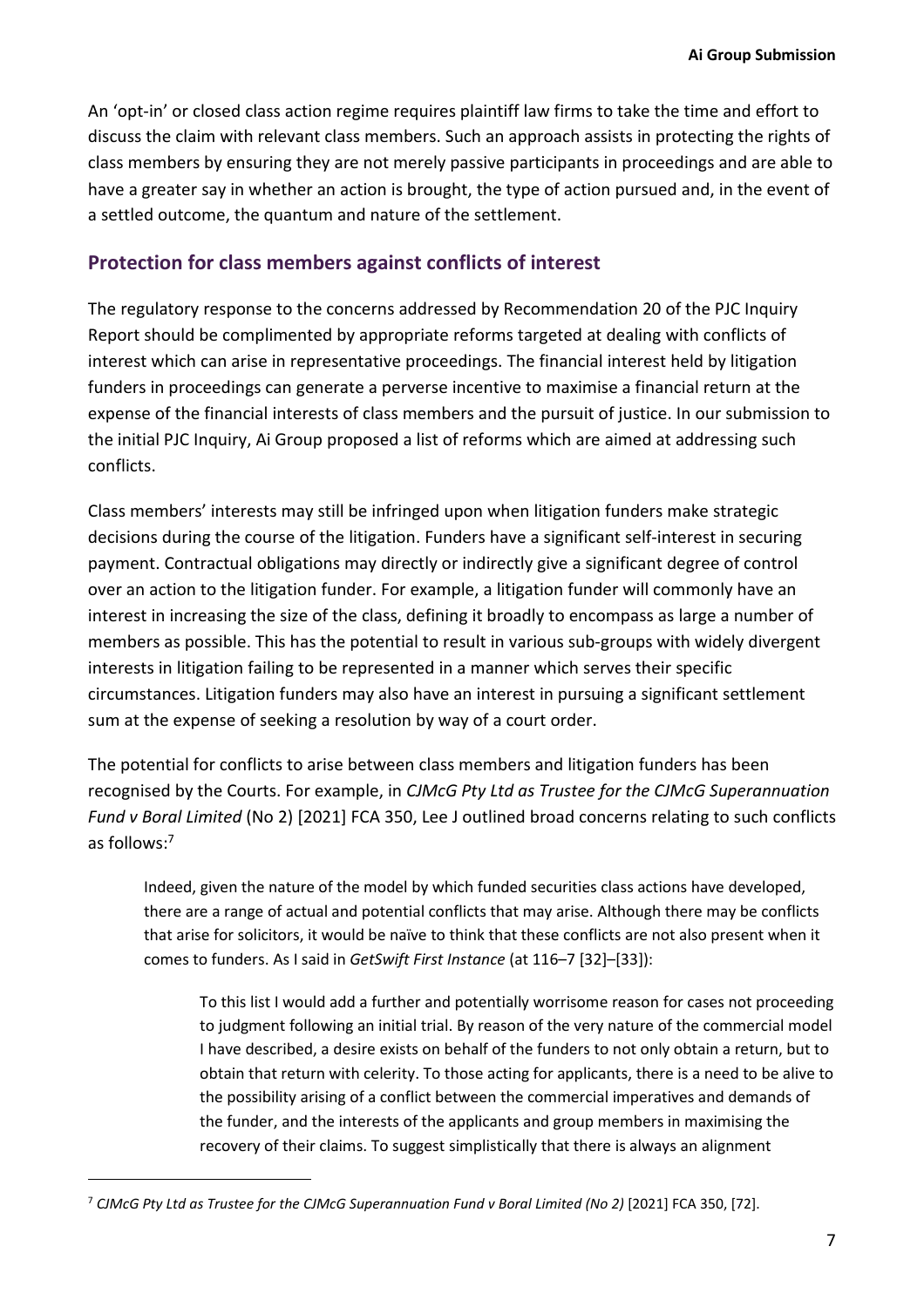An 'opt-in' or closed class action regime requires plaintiff law firms to take the time and effort to discuss the claim with relevant class members. Such an approach assists in protecting the rights of class members by ensuring they are not merely passive participants in proceedings and are able to have a greater say in whether an action is brought, the type of action pursued and, in the event of a settled outcome, the quantum and nature of the settlement.

## Protection for class members against conflicts of interest

The regulatory response to the concerns addressed by Recommendation 20 of the PJC Inquiry Report should be complimented by appropriate reforms targeted at dealing with conflicts of interest which can arise in representative proceedings. The financial interest held by litigation funders in proceedings can generate a perverse incentive to maximise a financial return at the expense of the financial interests of class members and the pursuit of justice. In our submission to the initial PJC Inquiry, Ai Group proposed a list of reforms which are aimed at addressing such conflicts.

Class members' interests may still be infringed upon when litigation funders make strategic decisions during the course of the litigation. Funders have a significant self-interest in securing payment. Contractual obligations may directly or indirectly give a significant degree of control over an action to the litigation funder. For example, a litigation funder will commonly have an interest in increasing the size of the class, defining it broadly to encompass as large a number of members as possible. This has the potential to result in various sub-groups with widely divergent interests in litigation failing to be represented in a manner which serves their specific circumstances. Litigation funders may also have an interest in pursuing a significant settlement sum at the expense of seeking a resolution by way of a court order.

The potential for conflicts to arise between class members and litigation funders has been recognised by the Courts. For example, in *CJMcG Pty Ltd as Trustee for the CJMcG Superannuation Fund v Boral Limited* (No 2) [2021] FCA 350, Lee J outlined broad concerns relating to such conflicts as follows:[7]

> Indeed, given the nature of the model by which funded securities class actions have developed, there are a range of actual and potential conflicts that may arise. Although there may be conflicts that arise for solicitors, it would be naïve to think that these conflicts are not also present when it comes to funders. As I said in *GetSwift First Instance* (at 116–7 [32]–[33]):
>
> > To this list I would add a further and potentially worrisome reason for cases not proceeding to judgment following an initial trial. By reason of the very nature of the commercial model I have described, a desire exists on behalf of the funders to not only obtain a return, but to obtain that return with celerity. To those acting for applicants, there is a need to be alive to the possibility arising of a conflict between the commercial imperatives and demands of the funder, and the interests of the applicants and group members in maximising the recovery of their claims. To suggest simplistically that there is always an alignment

---

[7] *CJMcG Pty Ltd as Trustee for the CJMcG Superannuation Fund v Boral Limited (No 2)* [2021] FCA 350, [72].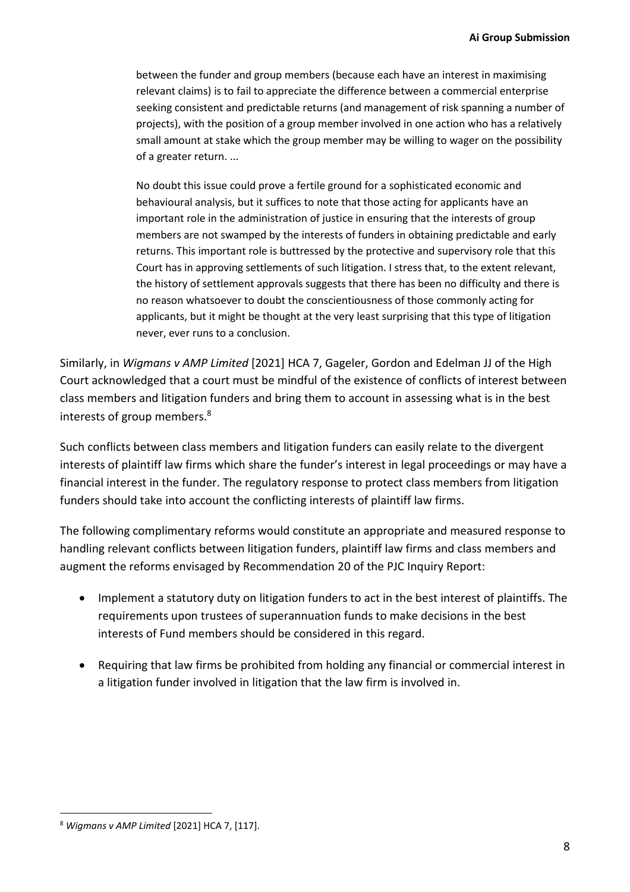> between the funder and group members (because each have an interest in maximising relevant claims) is to fail to appreciate the difference between a commercial enterprise seeking consistent and predictable returns (and management of risk spanning a number of projects), with the position of a group member involved in one action who has a relatively small amount at stake which the group member may be willing to wager on the possibility of a greater return. ...
>
> No doubt this issue could prove a fertile ground for a sophisticated economic and behavioural analysis, but it suffices to note that those acting for applicants have an important role in the administration of justice in ensuring that the interests of group members are not swamped by the interests of funders in obtaining predictable and early returns. This important role is buttressed by the protective and supervisory role that this Court has in approving settlements of such litigation. I stress that, to the extent relevant, the history of settlement approvals suggests that there has been no difficulty and there is no reason whatsoever to doubt the conscientiousness of those commonly acting for applicants, but it might be thought at the very least surprising that this type of litigation never, ever runs to a conclusion.

Similarly, in *Wigmans v AMP Limited* [2021] HCA 7, Gageler, Gordon and Edelman JJ of the High Court acknowledged that a court must be mindful of the existence of conflicts of interest between class members and litigation funders and bring them to account in assessing what is in the best interests of group members.[8]

Such conflicts between class members and litigation funders can easily relate to the divergent interests of plaintiff law firms which share the funder's interest in legal proceedings or may have a financial interest in the funder. The regulatory response to protect class members from litigation funders should take into account the conflicting interests of plaintiff law firms.

The following complimentary reforms would constitute an appropriate and measured response to handling relevant conflicts between litigation funders, plaintiff law firms and class members and augment the reforms envisaged by Recommendation 20 of the PJC Inquiry Report:

- Implement a statutory duty on litigation funders to act in the best interest of plaintiffs. The requirements upon trustees of superannuation funds to make decisions in the best interests of Fund members should be considered in this regard.
- Requiring that law firms be prohibited from holding any financial or commercial interest in a litigation funder involved in litigation that the law firm is involved in.

[8] *Wigmans v AMP Limited* [2021] HCA 7, [117].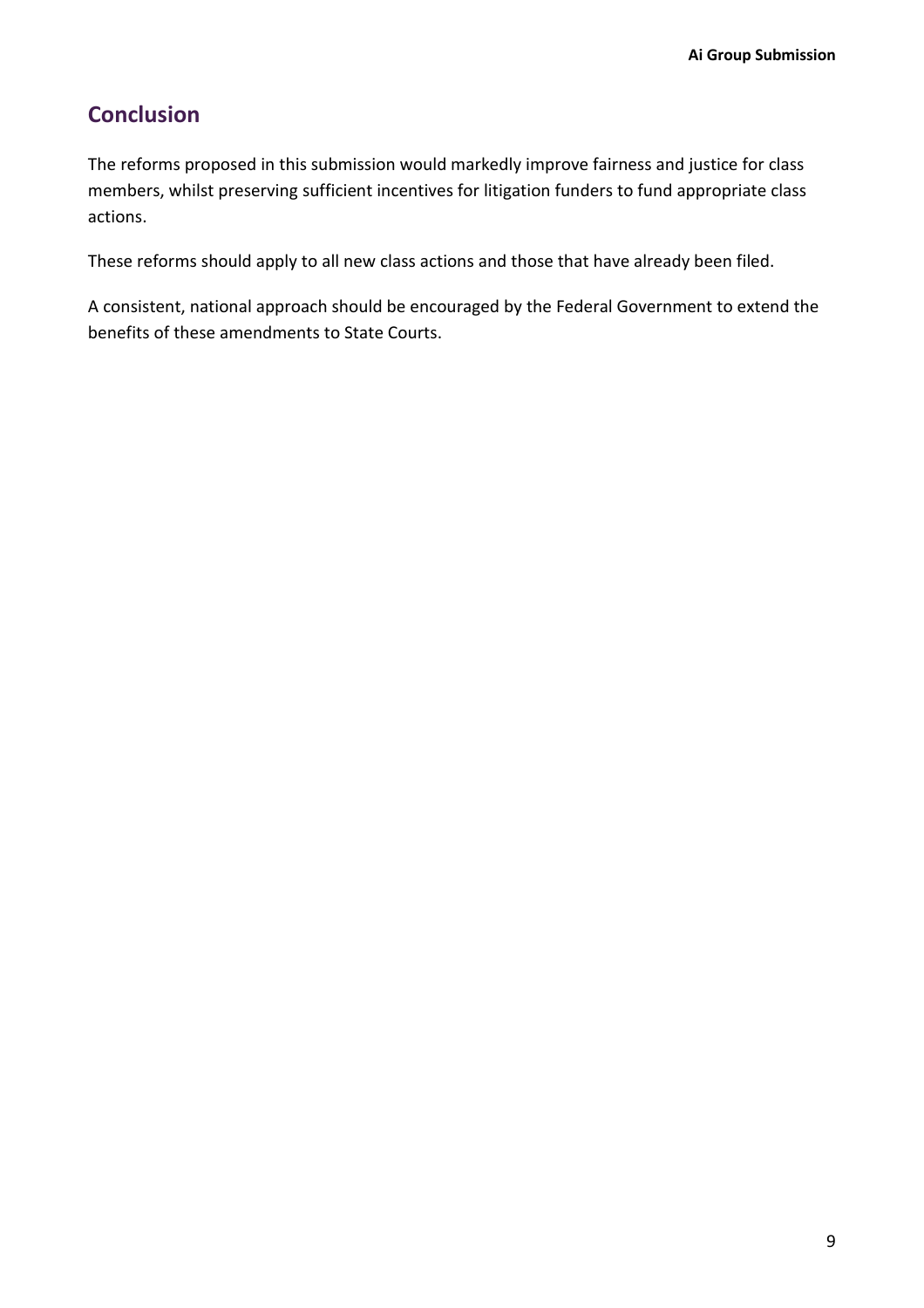## Conclusion

The reforms proposed in this submission would markedly improve fairness and justice for class members, whilst preserving sufficient incentives for litigation funders to fund appropriate class actions.

These reforms should apply to all new class actions and those that have already been filed.

A consistent, national approach should be encouraged by the Federal Government to extend the benefits of these amendments to State Courts.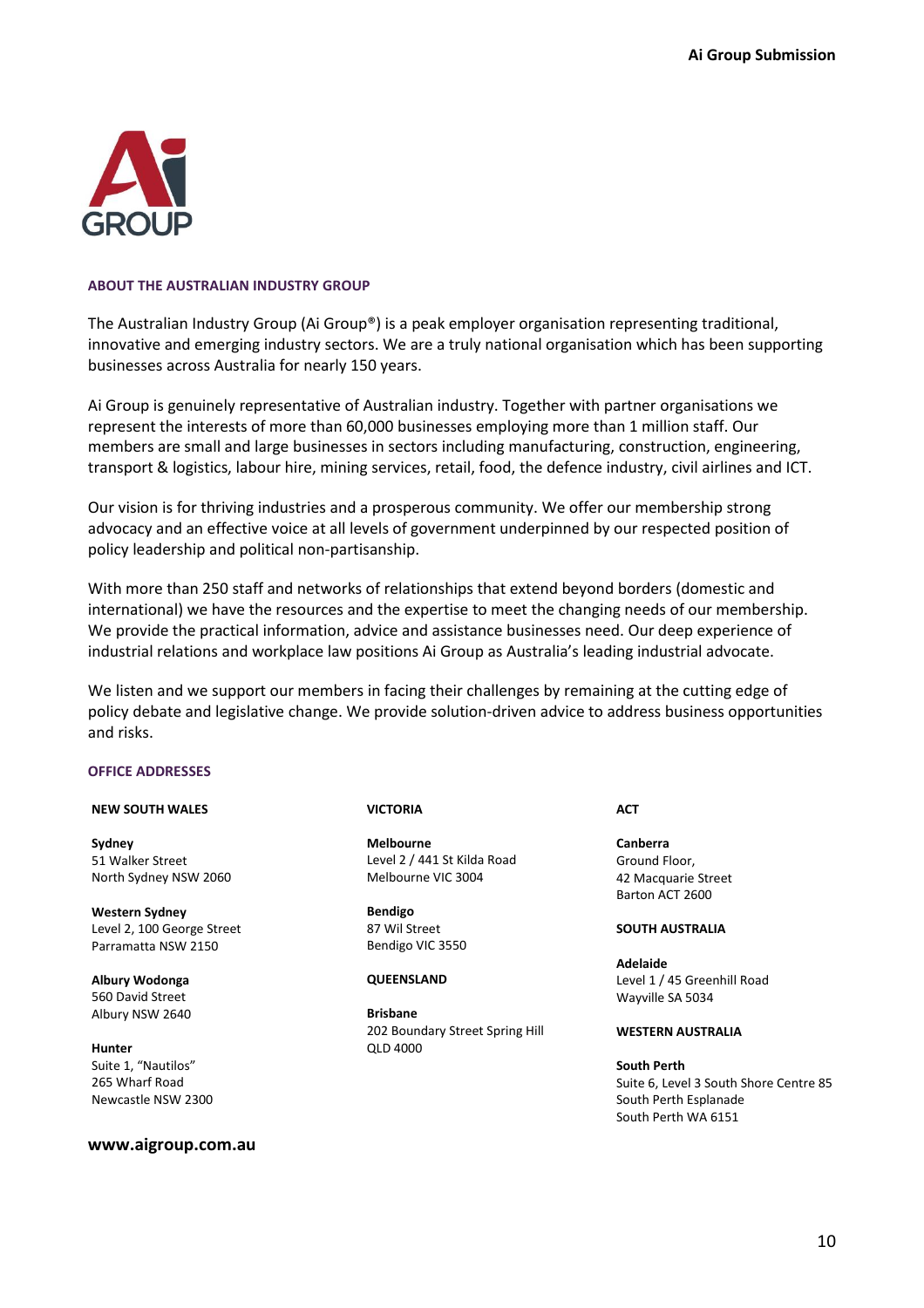## ABOUT THE AUSTRALIAN INDUSTRY GROUP

The Australian Industry Group (Ai Group®) is a peak employer organisation representing traditional, innovative and emerging industry sectors. We are a truly national organisation which has been supporting businesses across Australia for nearly 150 years.

Ai Group is genuinely representative of Australian industry. Together with partner organisations we represent the interests of more than 60,000 businesses employing more than 1 million staff. Our members are small and large businesses in sectors including manufacturing, construction, engineering, transport & logistics, labour hire, mining services, retail, food, the defence industry, civil airlines and ICT.

Our vision is for thriving industries and a prosperous community. We offer our membership strong advocacy and an effective voice at all levels of government underpinned by our respected position of policy leadership and political non-partisanship.

With more than 250 staff and networks of relationships that extend beyond borders (domestic and international) we have the resources and the expertise to meet the changing needs of our membership. We provide the practical information, advice and assistance businesses need. Our deep experience of industrial relations and workplace law positions Ai Group as Australia's leading industrial advocate.

We listen and we support our members in facing their challenges by remaining at the cutting edge of policy debate and legislative change. We provide solution-driven advice to address business opportunities and risks.

## OFFICE ADDRESSES

### NEW SOUTH WALES

**Sydney**
51 Walker Street
North Sydney NSW 2060

**Western Sydney**
Level 2, 100 George Street
Parramatta NSW 2150

**Albury Wodonga**
560 David Street
Albury NSW 2640

**Hunter**
Suite 1, "Nautilos"
265 Wharf Road
Newcastle NSW 2300

### VICTORIA

**Melbourne**
Level 2 / 441 St Kilda Road
Melbourne VIC 3004

**Bendigo**
87 Wil Street
Bendigo VIC 3550

### QUEENSLAND

**Brisbane**
202 Boundary Street Spring Hill
QLD 4000

### ACT

**Canberra**
Ground Floor,
42 Macquarie Street
Barton ACT 2600

### SOUTH AUSTRALIA

**Adelaide**
Level 1 / 45 Greenhill Road
Wayville SA 5034

### WESTERN AUSTRALIA

**South Perth**
Suite 6, Level 3 South Shore Centre 85
South Perth Esplanade
South Perth WA 6151

**www.aigroup.com.au**